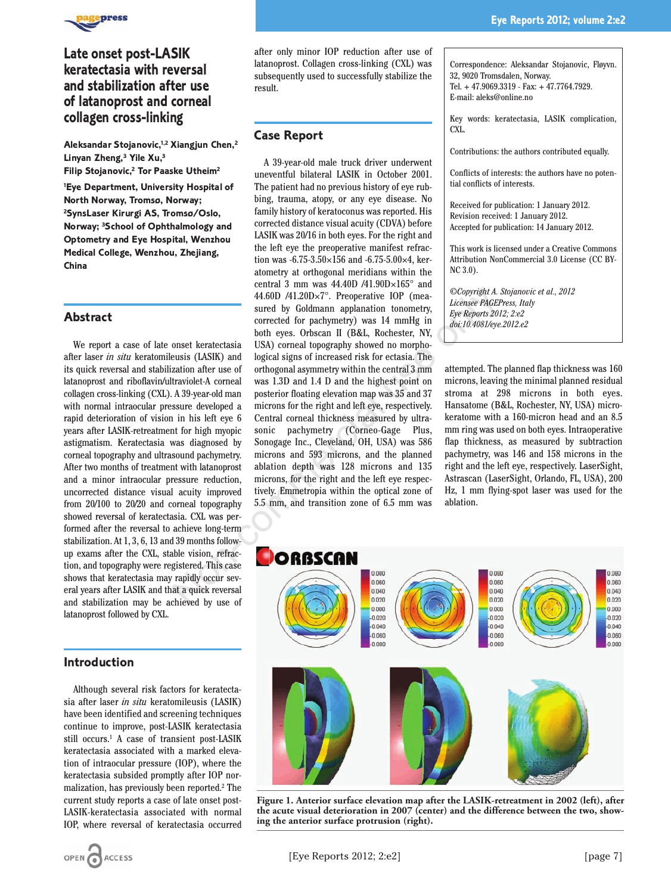# Late onset post-LASIK keratectasia with reversal and stabilization after use of latanoprost and corneal collagen cross-linking

**Aleksandar Stojanovic,[1,2] Xiangjun Chen,[2] Linyan Zheng,[3] Yile Xu,[3] Filip Stojanovic,[2] Tor Paaske Utheim[2]**

[1]Eye Department, University Hospital of North Norway, Tromsø, Norway; [2]SynsLaser Kirurgi AS, Tromsø/Oslo, Norway; [3]School of Ophthalmology and Optometry and Eye Hospital, Wenzhou Medical College, Wenzhou, Zhejiang, China

## Abstract

We report a case of late onset keratectasia after laser *in situ* keratomileusis (LASIK) and its quick reversal and stabilization after use of latanoprost and riboflavin/ultraviolet-A corneal collagen cross-linking (CXL). A 39-year-old man with normal intraocular pressure developed a rapid deterioration of vision in his left eye 6 years after LASIK-retreatment for high myopic astigmatism. Keratectasia was diagnosed by corneal topography and ultrasound pachymetry. After two months of treatment with latanoprost and a minor intraocular pressure reduction, uncorrected distance visual acuity improved from 20/100 to 20/20 and corneal topography showed reversal of keratectasia. CXL was performed after the reversal to achieve long-term stabilization. At 1, 3, 6, 13 and 39 months follow-up exams after the CXL, stable vision, refraction, and topography were registered. This case shows that keratectasia may rapidly occur several years after LASIK and that a quick reversal and stabilization may be achieved by use of latanoprost followed by CXL.

## Introduction

Although several risk factors for keratectasia after laser *in situ* keratomileusis (LASIK) have been identified and screening techniques continue to improve, post-LASIK keratectasia still occurs.[1] A case of transient post-LASIK keratectasia associated with a marked elevation of intraocular pressure (IOP), where the keratectasia subsided promptly after IOP normalization, has previously been reported.[2] The current study reports a case of late onset post-LASIK-keratectasia associated with normal IOP, where reversal of keratectasia occurred after only minor IOP reduction after use of latanoprost. Collagen cross-linking (CXL) was subsequently used to successfully stabilize the result.

## Case Report

A 39-year-old male truck driver underwent uneventful bilateral LASIK in October 2001. The patient had no previous history of eye rubbing, trauma, atopy, or any eye disease. No family history of keratoconus was reported. His corrected distance visual acuity (CDVA) before LASIK was 20/16 in both eyes. For the right and the left eye the preoperative manifest refraction was -6.75-3.50×156 and -6.75-5.00×4, keratometry at orthogonal meridians within the central 3 mm was 44.40D /41.90D×165° and 44.60D /41.20D×7°. Preoperative IOP (measured by Goldmann applanation tonometry, corrected for pachymetry) was 14 mmHg in both eyes. Orbscan II (B&L, Rochester, NY, USA) corneal topography showed no morphological signs of increased risk for ectasia. The orthogonal asymmetry within the central 3 mm was 1.3D and 1.4 D and the highest point on posterior floating elevation map was 35 and 37 microns for the right and left eye, respectively. Central corneal thickness measured by ultrasonic pachymetry (Corneo-Gage Plus, Sonogage Inc., Cleveland, OH, USA) was 586 microns and 593 microns, and the planned ablation depth was 128 microns and 135 microns, for the right and the left eye respectively. Emmetropia within the optical zone of 5.5 mm, and transition zone of 6.5 mm was attempted. The planned flap thickness was 160 microns, leaving the minimal planned residual stroma at 298 microns in both eyes. Hansatome (B&L, Rochester, NY, USA) microkeratome with a 160-micron head and an 8.5 mm ring was used on both eyes. Intraoperative flap thickness, as measured by subtraction pachymetry, was 146 and 158 microns in the right and the left eye, respectively. LaserSight, Astrascan (LaserSight, Orlando, FL, USA), 200 Hz, 1 mm flying-spot laser was used for the ablation.

Correspondence: Aleksandar Stojanovic, Fløyvn. 32, 9020 Tromsdalen, Norway.
Tel. + 47.9069.3319 - Fax: + 47.7764.7929.
E-mail: aleks@online.no

Key words: keratectasia, LASIK complication, CXL.

Contributions: the authors contributed equally.

Conflicts of interests: the authors have no potential conflicts of interests.

Received for publication: 1 January 2012.
Revision received: 1 January 2012.
Accepted for publication: 14 January 2012.

This work is licensed under a Creative Commons Attribution NonCommercial 3.0 License (CC BY-NC 3.0).

*©Copyright A. Stojanovic et al., 2012*
*Licensee PAGEPress, Italy*
*Eye Reports 2012; 2:e2*
*doi:10.4081/eye.2012.e2*

**Figure 1. Anterior surface elevation map after the LASIK-retreatment in 2002 (left), after the acute visual deterioration in 2007 (center) and the difference between the two, showing the anterior surface protrusion (right).**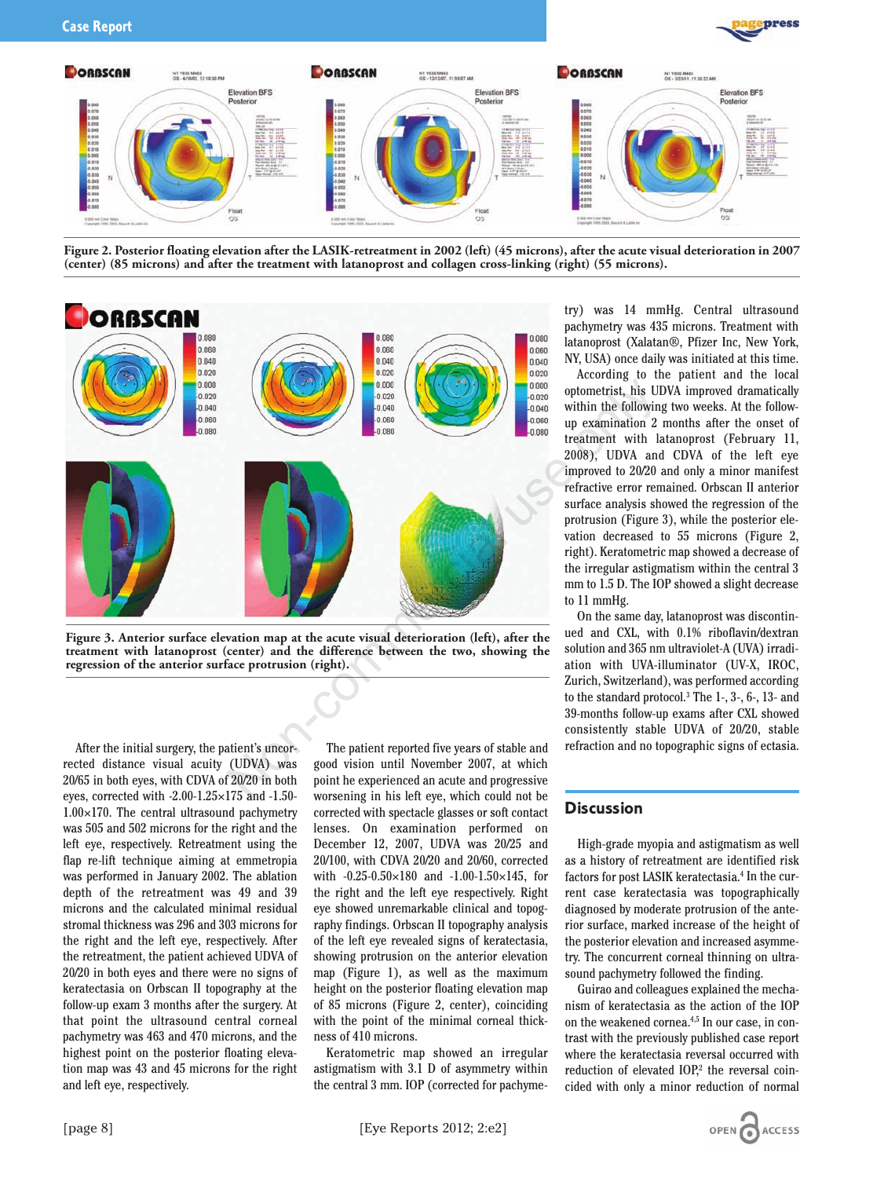Figure 2. Posterior floating elevation after the LASIK-retreatment in 2002 (left) (45 microns), after the acute visual deterioration in 2007 (center) (85 microns) and after the treatment with latanoprost and collagen cross-linking (right) (55 microns).

Figure 3. Anterior surface elevation map at the acute visual deterioration (left), after the treatment with latanoprost (center) and the difference between the two, showing the regression of the anterior surface protrusion (right).

After the initial surgery, the patient's uncorrected distance visual acuity (UDVA) was 20/65 in both eyes, with CDVA of 20/20 in both eyes, corrected with -2.00-1.25×175 and -1.50-1.00×170. The central ultrasound pachymetry was 505 and 502 microns for the right and the left eye, respectively. Retreatment using the flap re-lift technique aiming at emmetropia was performed in January 2002. The ablation depth of the retreatment was 49 and 39 microns and the calculated minimal residual stromal thickness was 296 and 303 microns for the right and the left eye, respectively. After the retreatment, the patient achieved UDVA of 20/20 in both eyes and there were no signs of keratectasia on Orbscan II topography at the follow-up exam 3 months after the surgery. At that point the ultrasound central corneal pachymetry was 463 and 470 microns, and the highest point on the posterior floating elevation map was 43 and 45 microns for the right and left eye, respectively.

The patient reported five years of stable and good vision until November 2007, at which point he experienced an acute and progressive worsening in his left eye, which could not be corrected with spectacle glasses or soft contact lenses. On examination performed on December 12, 2007, UDVA was 20/25 and 20/100, with CDVA 20/20 and 20/60, corrected with -0.25-0.50×180 and -1.00-1.50×145, for the right and the left eye respectively. Right eye showed unremarkable clinical and topography findings. Orbscan II topography analysis of the left eye revealed signs of keratectasia, showing protrusion on the anterior elevation map (Figure 1), as well as the maximum height on the posterior floating elevation map of 85 microns (Figure 2, center), coinciding with the point of the minimal corneal thickness of 410 microns.

Keratometric map showed an irregular astigmatism with 3.1 D of asymmetry within the central 3 mm. IOP (corrected for pachymetry) was 14 mmHg. Central ultrasound pachymetry was 435 microns. Treatment with latanoprost (Xalatan®, Pfizer Inc, New York, NY, USA) once daily was initiated at this time.

According to the patient and the local optometrist, his UDVA improved dramatically within the following two weeks. At the follow-up examination 2 months after the onset of treatment with latanoprost (February 11, 2008), UDVA and CDVA of the left eye improved to 20/20 and only a minor manifest refractive error remained. Orbscan II anterior surface analysis showed the regression of the protrusion (Figure 3), while the posterior elevation decreased to 55 microns (Figure 2, right). Keratometric map showed a decrease of the irregular astigmatism within the central 3 mm to 1.5 D. The IOP showed a slight decrease to 11 mmHg.

On the same day, latanoprost was discontinued and CXL, with 0.1% riboflavin/dextran solution and 365 nm ultraviolet-A (UVA) irradiation with UVA-illuminator (UV-X, IROC, Zurich, Switzerland), was performed according to the standard protocol.[3] The 1-, 3-, 6-, 13- and 39-months follow-up exams after CXL showed consistently stable UDVA of 20/20, stable refraction and no topographic signs of ectasia.

## Discussion

High-grade myopia and astigmatism as well as a history of retreatment are identified risk factors for post LASIK keratectasia.[4] In the current case keratectasia was topographically diagnosed by moderate protrusion of the anterior surface, marked increase of the height of the posterior elevation and increased asymmetry. The concurrent corneal thinning on ultrasound pachymetry followed the finding.

Guirao and colleagues explained the mechanism of keratectasia as the action of the IOP on the weakened cornea.[4,5] In our case, in contrast with the previously published case report where the keratectasia reversal occurred with reduction of elevated IOP,[2] the reversal coincided with only a minor reduction of normal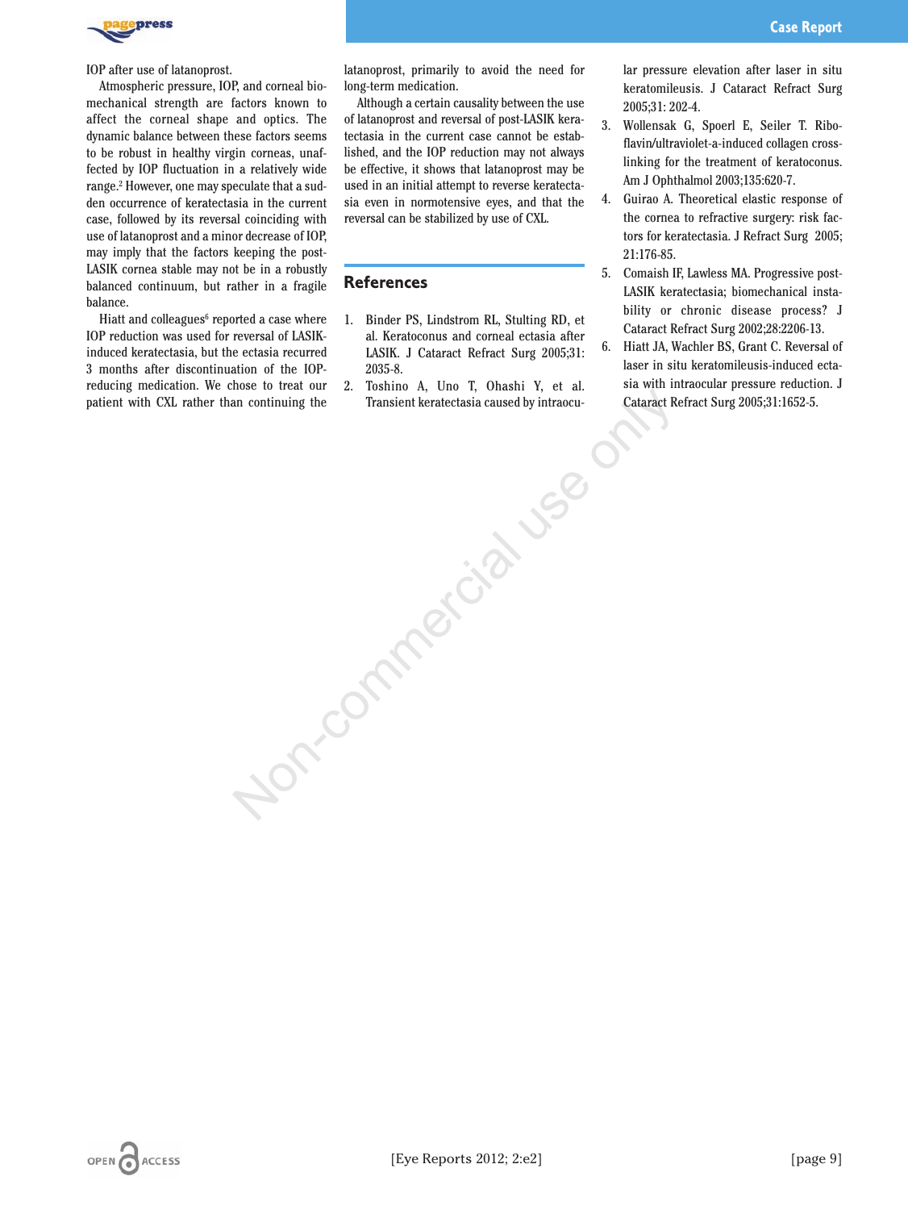IOP after use of latanoprost.

Atmospheric pressure, IOP, and corneal biomechanical strength are factors known to affect the corneal shape and optics. The dynamic balance between these factors seems to be robust in healthy virgin corneas, unaffected by IOP fluctuation in a relatively wide range.[2] However, one may speculate that a sudden occurrence of keratectasia in the current case, followed by its reversal coinciding with use of latanoprost and a minor decrease of IOP, may imply that the factors keeping the post-LASIK cornea stable may not be in a robustly balanced continuum, but rather in a fragile balance.

Hiatt and colleagues[6] reported a case where IOP reduction was used for reversal of LASIK-induced keratectasia, but the ectasia recurred 3 months after discontinuation of the IOP-reducing medication. We chose to treat our patient with CXL rather than continuing the latanoprost, primarily to avoid the need for long-term medication.

Although a certain causality between the use of latanoprost and reversal of post-LASIK keratectasia in the current case cannot be established, and the IOP reduction may not always be effective, it shows that latanoprost may be used in an initial attempt to reverse keratectasia even in normotensive eyes, and that the reversal can be stabilized by use of CXL.

## References

1. Binder PS, Lindstrom RL, Stulting RD, et al. Keratoconus and corneal ectasia after LASIK. J Cataract Refract Surg 2005;31: 2035-8.
2. Toshino A, Uno T, Ohashi Y, et al. Transient keratectasia caused by intraocular pressure elevation after laser in situ keratomileusis. J Cataract Refract Surg 2005;31: 202-4.
3. Wollensak G, Spoerl E, Seiler T. Riboflavin/ultraviolet-a-induced collagen cross-linking for the treatment of keratoconus. Am J Ophthalmol 2003;135:620-7.
4. Guirao A. Theoretical elastic response of the cornea to refractive surgery: risk factors for keratectasia. J Refract Surg 2005; 21:176-85.
5. Comaish IF, Lawless MA. Progressive post-LASIK keratectasia; biomechanical instability or chronic disease process? J Cataract Refract Surg 2002;28:2206-13.
6. Hiatt JA, Wachler BS, Grant C. Reversal of laser in situ keratomileusis-induced ectasia with intraocular pressure reduction. J Cataract Refract Surg 2005;31:1652-5.